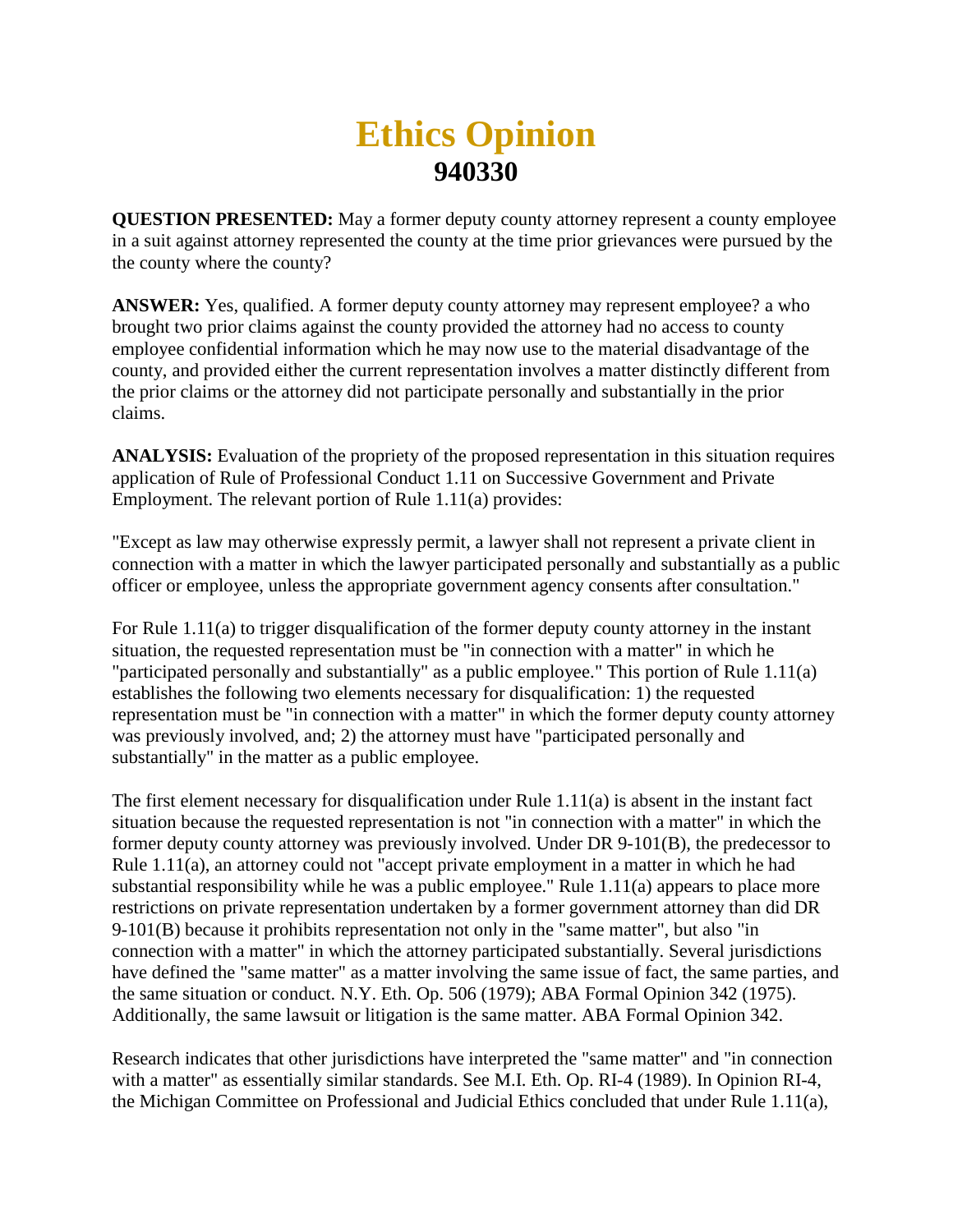# Ethics Opinion

## 940330

**QUESTION PRESENTED:** May a former deputy county attorney represent a county employee in a suit against attorney represented the county at the time prior grievances were pursued by the the county where the county?

**ANSWER:** Yes, qualified. A former deputy county attorney may represent employee? a who brought two prior claims against the county provided the attorney had no access to county employee confidential information which he may now use to the material disadvantage of the county, and provided either the current representation involves a matter distinctly different from the prior claims or the attorney did not participate personally and substantially in the prior claims.

**ANALYSIS:** Evaluation of the propriety of the proposed representation in this situation requires application of Rule of Professional Conduct 1.11 on Successive Government and Private Employment. The relevant portion of Rule 1.11(a) provides:

"Except as law may otherwise expressly permit, a lawyer shall not represent a private client in connection with a matter in which the lawyer participated personally and substantially as a public officer or employee, unless the appropriate government agency consents after consultation."

For Rule 1.11(a) to trigger disqualification of the former deputy county attorney in the instant situation, the requested representation must be "in connection with a matter" in which he "participated personally and substantially" as a public employee." This portion of Rule 1.11(a) establishes the following two elements necessary for disqualification: 1) the requested representation must be "in connection with a matter" in which the former deputy county attorney was previously involved, and; 2) the attorney must have "participated personally and substantially" in the matter as a public employee.

The first element necessary for disqualification under Rule 1.11(a) is absent in the instant fact situation because the requested representation is not "in connection with a matter" in which the former deputy county attorney was previously involved. Under DR 9-101(B), the predecessor to Rule 1.11(a), an attorney could not "accept private employment in a matter in which he had substantial responsibility while he was a public employee." Rule 1.11(a) appears to place more restrictions on private representation undertaken by a former government attorney than did DR 9-101(B) because it prohibits representation not only in the "same matter", but also "in connection with a matter" in which the attorney participated substantially. Several jurisdictions have defined the "same matter" as a matter involving the same issue of fact, the same parties, and the same situation or conduct. N.Y. Eth. Op. 506 (1979); ABA Formal Opinion 342 (1975). Additionally, the same lawsuit or litigation is the same matter. ABA Formal Opinion 342.

Research indicates that other jurisdictions have interpreted the "same matter" and "in connection with a matter" as essentially similar standards. See M.I. Eth. Op. RI-4 (1989). In Opinion RI-4, the Michigan Committee on Professional and Judicial Ethics concluded that under Rule 1.11(a),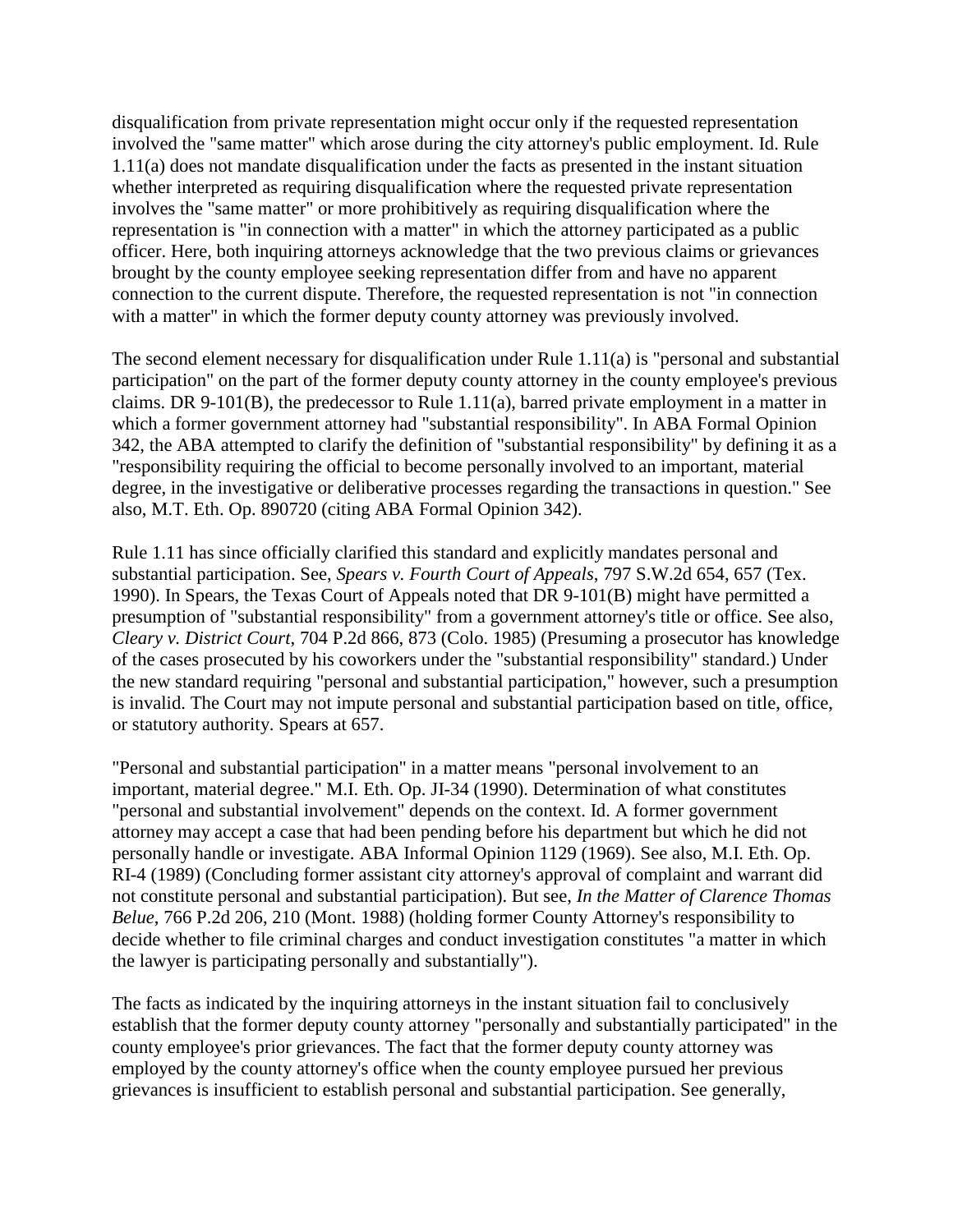disqualification from private representation might occur only if the requested representation involved the "same matter" which arose during the city attorney's public employment. Id. Rule 1.11(a) does not mandate disqualification under the facts as presented in the instant situation whether interpreted as requiring disqualification where the requested private representation involves the "same matter" or more prohibitively as requiring disqualification where the representation is "in connection with a matter" in which the attorney participated as a public officer. Here, both inquiring attorneys acknowledge that the two previous claims or grievances brought by the county employee seeking representation differ from and have no apparent connection to the current dispute. Therefore, the requested representation is not "in connection with a matter" in which the former deputy county attorney was previously involved.

The second element necessary for disqualification under Rule 1.11(a) is "personal and substantial participation" on the part of the former deputy county attorney in the county employee's previous claims. DR 9-101(B), the predecessor to Rule 1.11(a), barred private employment in a matter in which a former government attorney had "substantial responsibility". In ABA Formal Opinion 342, the ABA attempted to clarify the definition of "substantial responsibility" by defining it as a "responsibility requiring the official to become personally involved to an important, material degree, in the investigative or deliberative processes regarding the transactions in question." See also, M.T. Eth. Op. 890720 (citing ABA Formal Opinion 342).

Rule 1.11 has since officially clarified this standard and explicitly mandates personal and substantial participation. See, *Spears v. Fourth Court of Appeals*, 797 S.W.2d 654, 657 (Tex. 1990). In Spears, the Texas Court of Appeals noted that DR 9-101(B) might have permitted a presumption of "substantial responsibility" from a government attorney's title or office. See also, *Cleary v. District Court*, 704 P.2d 866, 873 (Colo. 1985) (Presuming a prosecutor has knowledge of the cases prosecuted by his coworkers under the "substantial responsibility" standard.) Under the new standard requiring "personal and substantial participation," however, such a presumption is invalid. The Court may not impute personal and substantial participation based on title, office, or statutory authority. Spears at 657.

"Personal and substantial participation" in a matter means "personal involvement to an important, material degree." M.I. Eth. Op. JI-34 (1990). Determination of what constitutes "personal and substantial involvement" depends on the context. Id. A former government attorney may accept a case that had been pending before his department but which he did not personally handle or investigate. ABA Informal Opinion 1129 (1969). See also, M.I. Eth. Op. RI-4 (1989) (Concluding former assistant city attorney's approval of complaint and warrant did not constitute personal and substantial participation). But see, *In the Matter of Clarence Thomas Belue*, 766 P.2d 206, 210 (Mont. 1988) (holding former County Attorney's responsibility to decide whether to file criminal charges and conduct investigation constitutes "a matter in which the lawyer is participating personally and substantially").

The facts as indicated by the inquiring attorneys in the instant situation fail to conclusively establish that the former deputy county attorney "personally and substantially participated" in the county employee's prior grievances. The fact that the former deputy county attorney was employed by the county attorney's office when the county employee pursued her previous grievances is insufficient to establish personal and substantial participation. See generally,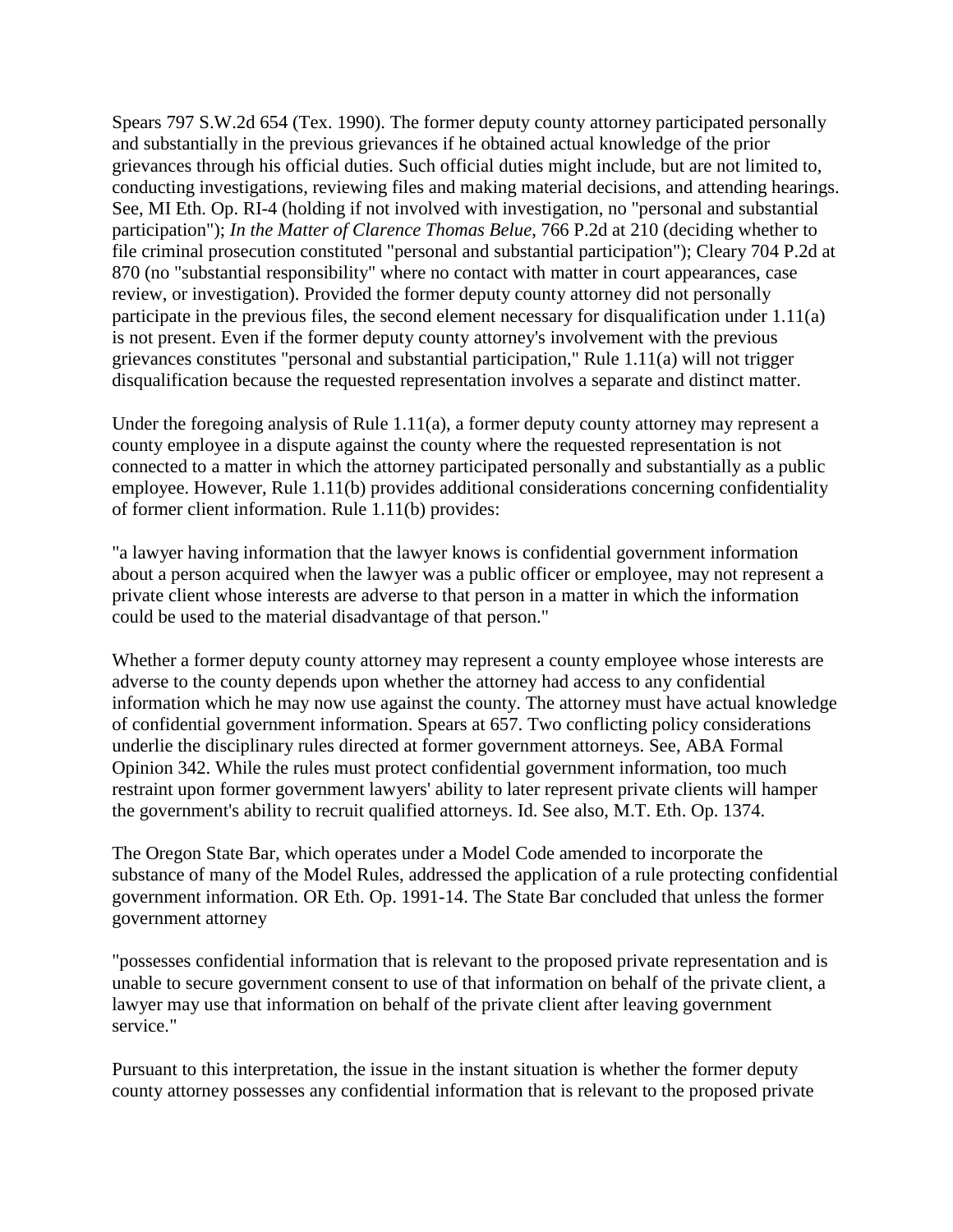Spears 797 S.W.2d 654 (Tex. 1990). The former deputy county attorney participated personally and substantially in the previous grievances if he obtained actual knowledge of the prior grievances through his official duties. Such official duties might include, but are not limited to, conducting investigations, reviewing files and making material decisions, and attending hearings. See, MI Eth. Op. RI-4 (holding if not involved with investigation, no "personal and substantial participation"); *In the Matter of Clarence Thomas Belue*, 766 P.2d at 210 (deciding whether to file criminal prosecution constituted "personal and substantial participation"); Cleary 704 P.2d at 870 (no "substantial responsibility" where no contact with matter in court appearances, case review, or investigation). Provided the former deputy county attorney did not personally participate in the previous files, the second element necessary for disqualification under 1.11(a) is not present. Even if the former deputy county attorney's involvement with the previous grievances constitutes "personal and substantial participation," Rule 1.11(a) will not trigger disqualification because the requested representation involves a separate and distinct matter.

Under the foregoing analysis of Rule 1.11(a), a former deputy county attorney may represent a county employee in a dispute against the county where the requested representation is not connected to a matter in which the attorney participated personally and substantially as a public employee. However, Rule 1.11(b) provides additional considerations concerning confidentiality of former client information. Rule 1.11(b) provides:

"a lawyer having information that the lawyer knows is confidential government information about a person acquired when the lawyer was a public officer or employee, may not represent a private client whose interests are adverse to that person in a matter in which the information could be used to the material disadvantage of that person."

Whether a former deputy county attorney may represent a county employee whose interests are adverse to the county depends upon whether the attorney had access to any confidential information which he may now use against the county. The attorney must have actual knowledge of confidential government information. Spears at 657. Two conflicting policy considerations underlie the disciplinary rules directed at former government attorneys. See, ABA Formal Opinion 342. While the rules must protect confidential government information, too much restraint upon former government lawyers' ability to later represent private clients will hamper the government's ability to recruit qualified attorneys. Id. See also, M.T. Eth. Op. 1374.

The Oregon State Bar, which operates under a Model Code amended to incorporate the substance of many of the Model Rules, addressed the application of a rule protecting confidential government information. OR Eth. Op. 1991-14. The State Bar concluded that unless the former government attorney

"possesses confidential information that is relevant to the proposed private representation and is unable to secure government consent to use of that information on behalf of the private client, a lawyer may use that information on behalf of the private client after leaving government service."

Pursuant to this interpretation, the issue in the instant situation is whether the former deputy county attorney possesses any confidential information that is relevant to the proposed private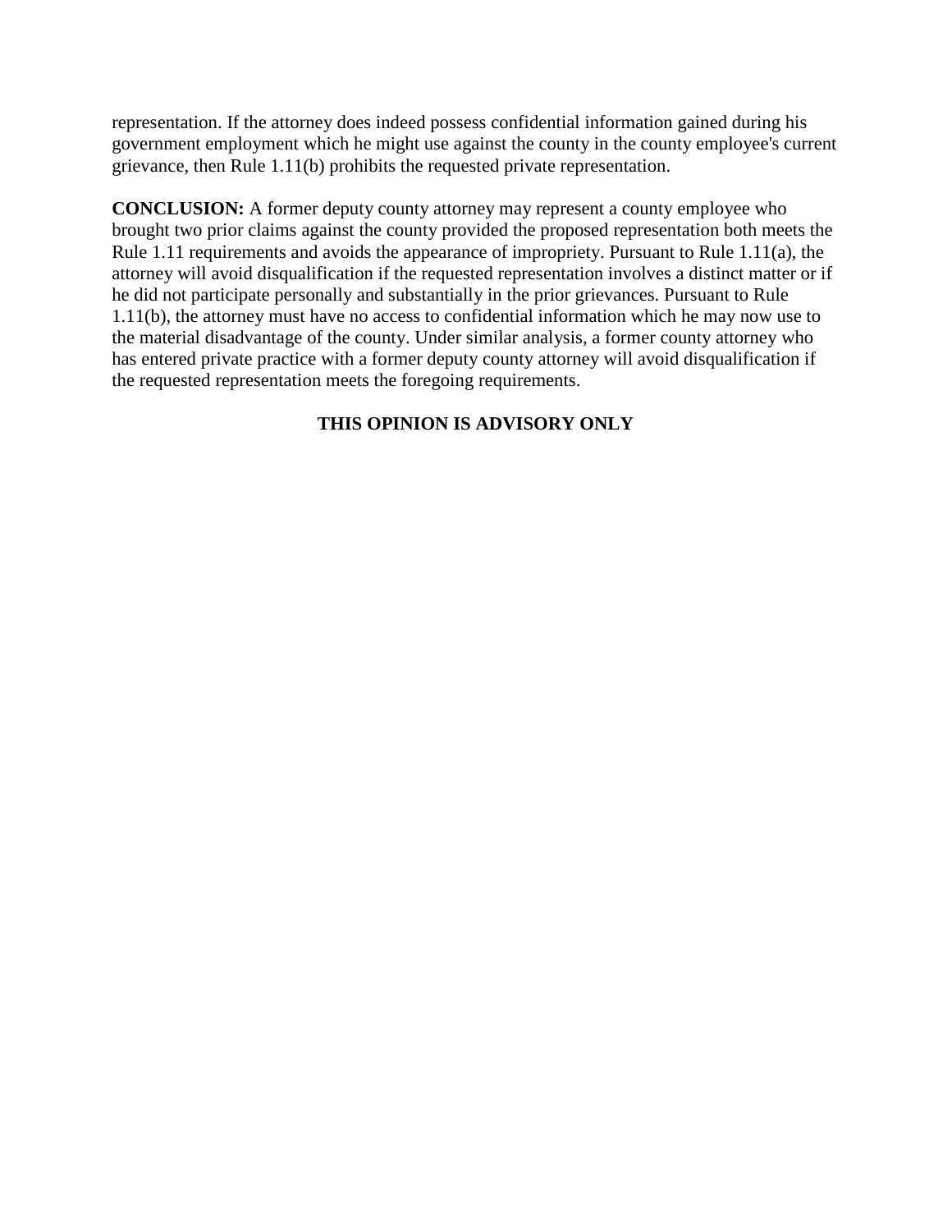representation. If the attorney does indeed possess confidential information gained during his government employment which he might use against the county in the county employee's current grievance, then Rule 1.11(b) prohibits the requested private representation.

**CONCLUSION:** A former deputy county attorney may represent a county employee who brought two prior claims against the county provided the proposed representation both meets the Rule 1.11 requirements and avoids the appearance of impropriety. Pursuant to Rule 1.11(a), the attorney will avoid disqualification if the requested representation involves a distinct matter or if he did not participate personally and substantially in the prior grievances. Pursuant to Rule 1.11(b), the attorney must have no access to confidential information which he may now use to the material disadvantage of the county. Under similar analysis, a former county attorney who has entered private practice with a former deputy county attorney will avoid disqualification if the requested representation meets the foregoing requirements.

**THIS OPINION IS ADVISORY ONLY**